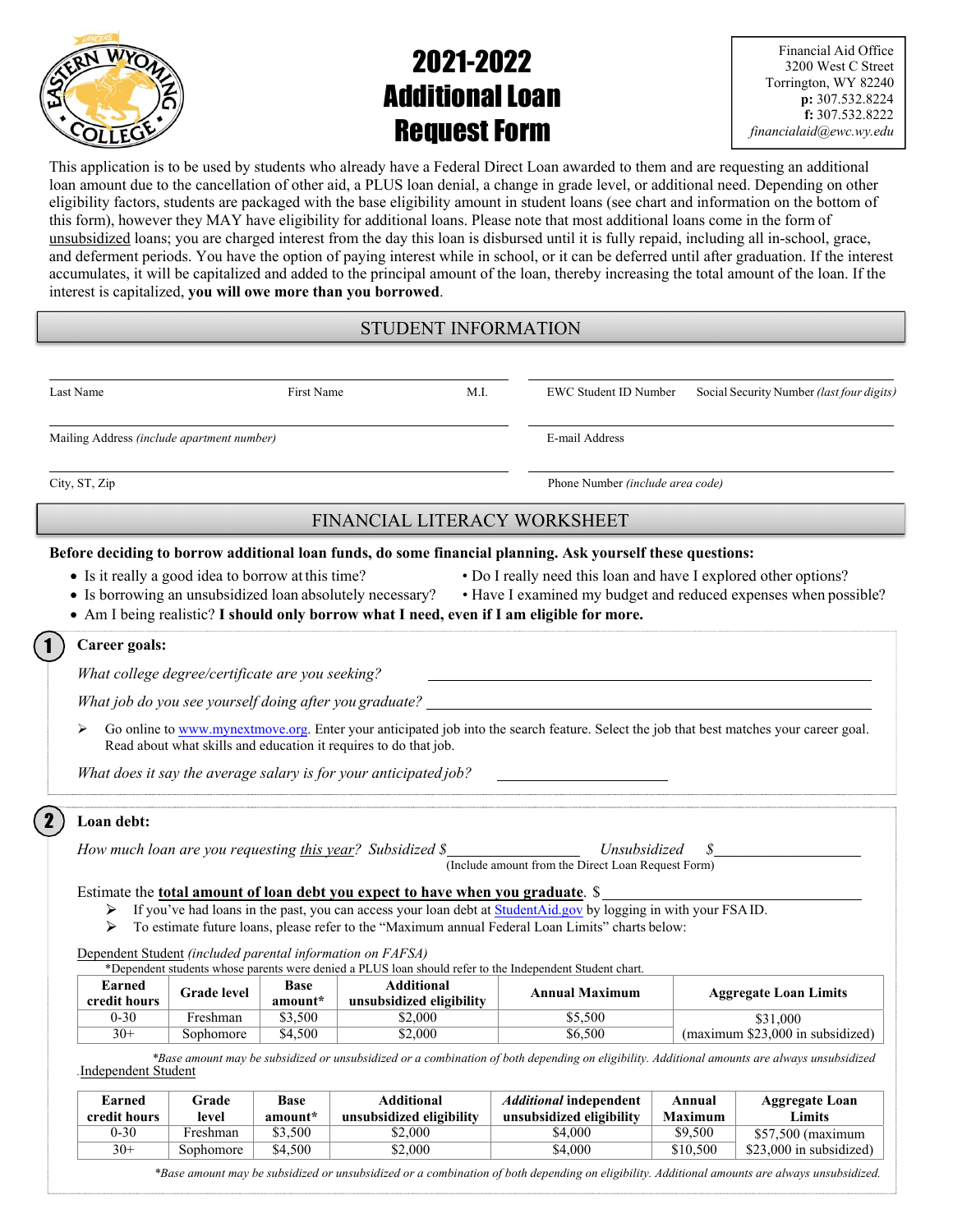# 2021-2022 Additional Loan Request Form

Financial Aid Office
3200 West C Street
Torrington, WY 82240
**p:** 307.532.8224
**f:** 307.532.8222
*financialaid@ewc.wy.edu*

This application is to be used by students who already have a Federal Direct Loan awarded to them and are requesting an additional loan amount due to the cancellation of other aid, a PLUS loan denial, a change in grade level, or additional need. Depending on other eligibility factors, students are packaged with the base eligibility amount in student loans (see chart and information on the bottom of this form), however they MAY have eligibility for additional loans. Please note that most additional loans come in the form of unsubsidized loans; you are charged interest from the day this loan is disbursed until it is fully repaid, including all in-school, grace, and deferment periods. You have the option of paying interest while in school, or it can be deferred until after graduation. If the interest accumulates, it will be capitalized and added to the principal amount of the loan, thereby increasing the total amount of the loan. If the interest is capitalized, **you will owe more than you borrowed**.

## STUDENT INFORMATION

Last Name ______ First Name ______ M.I. ______

EWC Student ID Number ______ Social Security Number *(last four digits)* ______

Mailing Address *(include apartment number)* ______

E-mail Address ______

City, ST, Zip ______

Phone Number *(include area code)* ______

## FINANCIAL LITERACY WORKSHEET

**Before deciding to borrow additional loan funds, do some financial planning. Ask yourself these questions:**

- Is it really a good idea to borrow at this time?
- Do I really need this loan and have I explored other options?
- Is borrowing an unsubsidized loan absolutely necessary?
- Have I examined my budget and reduced expenses when possible?
- Am I being realistic? **I should only borrow what I need, even if I am eligible for more.**

### 1 Career goals:

*What college degree/certificate are you seeking?* ______

*What job do you see yourself doing after you graduate?* ______

- Go online to www.mynextmove.org. Enter your anticipated job into the search feature. Select the job that best matches your career goal. Read about what skills and education it requires to do that job.

*What does it say the average salary is for your anticipated job?* ______

### 2 Loan debt:

*How much loan are you requesting this year? Subsidized* $______ *Unsubsidized* $______
(Include amount from the Direct Loan Request Form)

Estimate the **total amount of loan debt you expect to have when you graduate**. $______

- If you've had loans in the past, you can access your loan debt at StudentAid.gov by logging in with your FSA ID.
- To estimate future loans, please refer to the "Maximum annual Federal Loan Limits" charts below:

Dependent Student *(included parental information on FAFSA)*

*Dependent students whose parents were denied a PLUS loan should refer to the Independent Student chart.

| Earned credit hours | Grade level | Base amount* | Additional unsubsidized eligibility | Annual Maximum | Aggregate Loan Limits |
|---|---|---|---|---|---|
| 0-30 | Freshman | $3,500 | $2,000 | $5,500 | $31,000 (maximum $23,000 in subsidized) |
| 30+ | Sophomore | $4,500 | $2,000 | $6,500 | |

*\*Base amount may be subsidized or unsubsidized or a combination of both depending on eligibility. Additional amounts are always unsubsidized*

Independent Student

| Earned credit hours | Grade level | Base amount* | Additional unsubsidized eligibility | *Additional* independent unsubsidized eligibility | Annual Maximum | Aggregate Loan Limits |
|---|---|---|---|---|---|---|
| 0-30 | Freshman | $3,500 | $2,000 | $4,000 | $9,500 | $57,500 (maximum $23,000 in subsidized) |
| 30+ | Sophomore | $4,500 | $2,000 | $4,000 | $10,500 | |

*\*Base amount may be subsidized or unsubsidized or a combination of both depending on eligibility. Additional amounts are always unsubsidized.*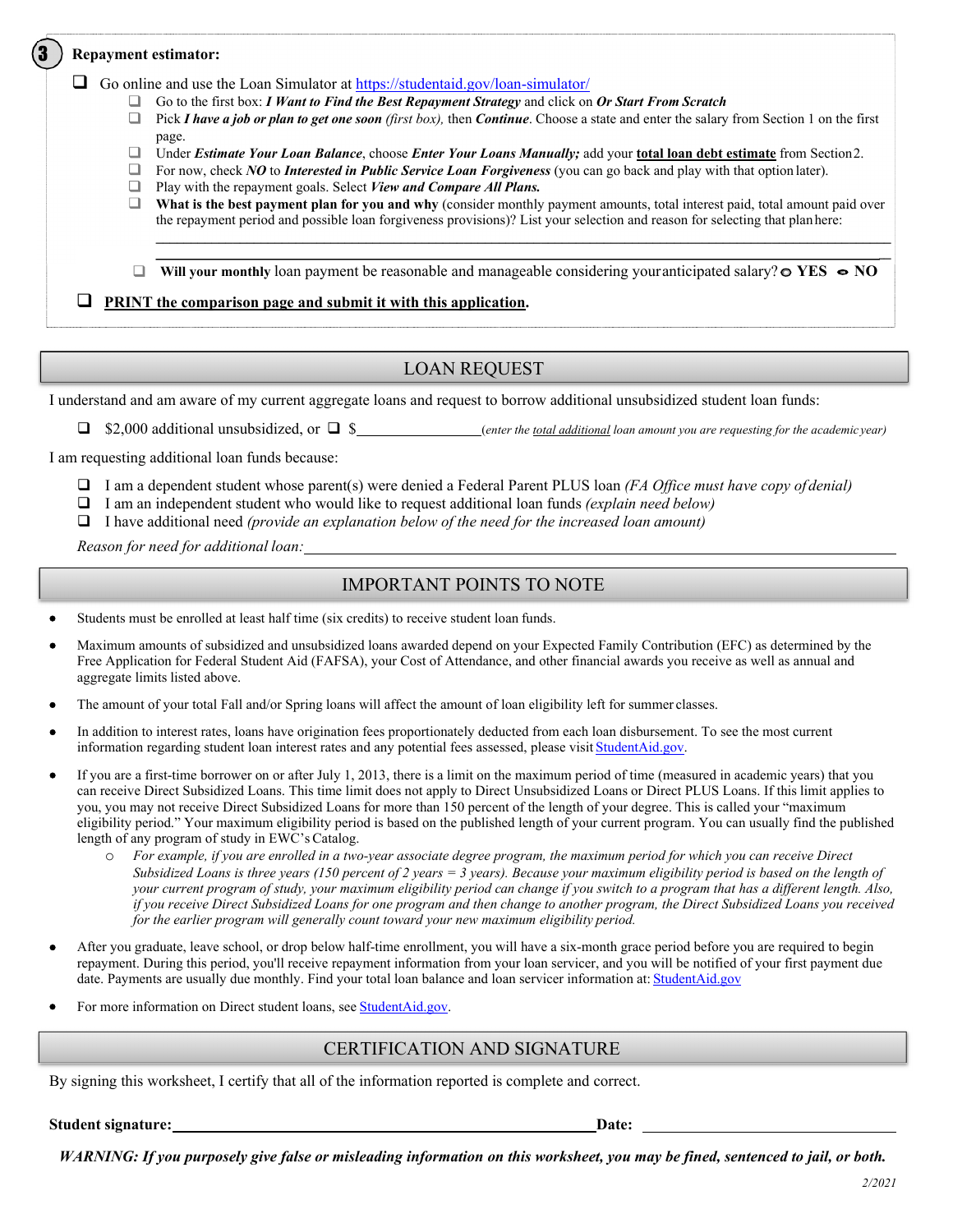## 3 Repayment estimator:

- ☐ Go online and use the Loan Simulator at https://studentaid.gov/loan-simulator/
  - ☐ Go to the first box: ***I Want to Find the Best Repayment Strategy*** and click on ***Or Start From Scratch***
  - ☐ Pick ***I have a job or plan to get one soon*** *(first box),* then ***Continue***. Choose a state and enter the salary from Section 1 on the first page.
  - ☐ Under ***Estimate Your Loan Balance***, choose ***Enter Your Loans Manually;*** add your **total loan debt estimate** from Section 2.
  - ☐ For now, check ***NO*** to ***Interested in Public Service Loan Forgiveness*** (you can go back and play with that option later).
  - ☐ Play with the repayment goals. Select ***View and Compare All Plans.***
  - ☐ **What is the best payment plan for you and why** (consider monthly payment amounts, total interest paid, total amount paid over the repayment period and possible loan forgiveness provisions)? List your selection and reason for selecting that plan here:

    ______________________________________________________________________________

    ______________________________________________________________________________

  - ☐ **Will your monthly** loan payment be reasonable and manageable considering your anticipated salary? ○ **YES** ○ **NO**

- ☐ **PRINT the comparison page and submit it with this application.**

## LOAN REQUEST

I understand and am aware of my current aggregate loans and request to borrow additional unsubsidized student loan funds:

☐ $2,000 additional unsubsidized, or ☐ $________________ *(enter the total additional loan amount you are requesting for the academic year)*

I am requesting additional loan funds because:

- ☐ I am a dependent student whose parent(s) were denied a Federal Parent PLUS loan *(FA Office must have copy of denial)*
- ☐ I am an independent student who would like to request additional loan funds *(explain need below)*
- ☐ I have additional need *(provide an explanation below of the need for the increased loan amount)*

*Reason for need for additional loan:* ______________________________________________________________

## IMPORTANT POINTS TO NOTE

- Students must be enrolled at least half time (six credits) to receive student loan funds.
- Maximum amounts of subsidized and unsubsidized loans awarded depend on your Expected Family Contribution (EFC) as determined by the Free Application for Federal Student Aid (FAFSA), your Cost of Attendance, and other financial awards you receive as well as annual and aggregate limits listed above.
- The amount of your total Fall and/or Spring loans will affect the amount of loan eligibility left for summer classes.
- In addition to interest rates, loans have origination fees proportionately deducted from each loan disbursement. To see the most current information regarding student loan interest rates and any potential fees assessed, please visit StudentAid.gov.
- If you are a first-time borrower on or after July 1, 2013, there is a limit on the maximum period of time (measured in academic years) that you can receive Direct Subsidized Loans. This time limit does not apply to Direct Unsubsidized Loans or Direct PLUS Loans. If this limit applies to you, you may not receive Direct Subsidized Loans for more than 150 percent of the length of your degree. This is called your "maximum eligibility period." Your maximum eligibility period is based on the published length of your current program. You can usually find the published length of any program of study in EWC's Catalog.
  - *For example, if you are enrolled in a two-year associate degree program, the maximum period for which you can receive Direct Subsidized Loans is three years (150 percent of 2 years = 3 years). Because your maximum eligibility period is based on the length of your current program of study, your maximum eligibility period can change if you switch to a program that has a different length. Also, if you receive Direct Subsidized Loans for one program and then change to another program, the Direct Subsidized Loans you received for the earlier program will generally count toward your new maximum eligibility period.*
- After you graduate, leave school, or drop below half-time enrollment, you will have a six-month grace period before you are required to begin repayment. During this period, you'll receive repayment information from your loan servicer, and you will be notified of your first payment due date. Payments are usually due monthly. Find your total loan balance and loan servicer information at: StudentAid.gov
- For more information on Direct student loans, see StudentAid.gov.

## CERTIFICATION AND SIGNATURE

By signing this worksheet, I certify that all of the information reported is complete and correct.

**Student signature:**_______________________________________ **Date:** ____________________

***WARNING: If you purposely give false or misleading information on this worksheet, you may be fined, sentenced to jail, or both.***

*2/2021*